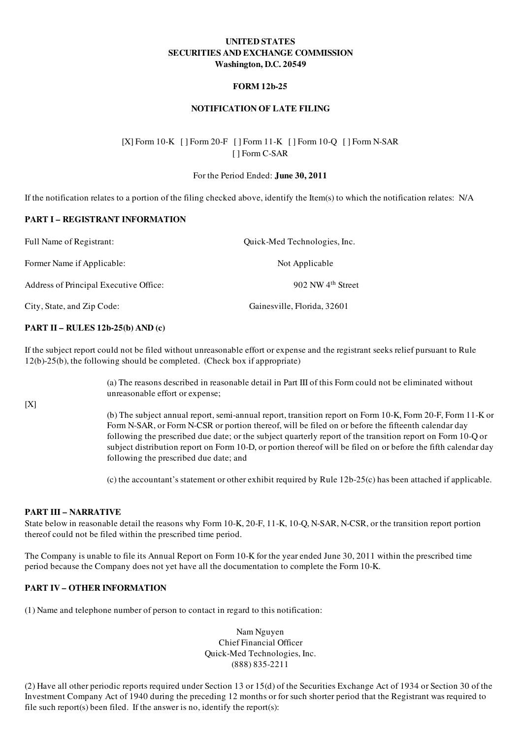**UNITED STATES**
**SECURITIES AND EXCHANGE COMMISSION**
**Washington, D.C. 20549**

**FORM 12b-25**

**NOTIFICATION OF LATE FILING**

[X] Form 10-K [ ] Form 20-F [ ] Form 11-K [ ] Form 10-Q [ ] Form N-SAR
[ ] Form C-SAR

For the Period Ended: **June 30, 2011**

If the notification relates to a portion of the filing checked above, identify the Item(s) to which the notification relates: N/A

**PART I – REGISTRANT INFORMATION**

Full Name of Registrant: Quick-Med Technologies, Inc.

Former Name if Applicable: Not Applicable

Address of Principal Executive Office: 902 NW 4th Street

City, State, and Zip Code: Gainesville, Florida, 32601

**PART II – RULES 12b-25(b) AND (c)**

If the subject report could not be filed without unreasonable effort or expense and the registrant seeks relief pursuant to Rule 12(b)-25(b), the following should be completed. (Check box if appropriate)

[X]

(a) The reasons described in reasonable detail in Part III of this Form could not be eliminated without unreasonable effort or expense;

(b) The subject annual report, semi-annual report, transition report on Form 10-K, Form 20-F, Form 11-K or Form N-SAR, or Form N-CSR or portion thereof, will be filed on or before the fifteenth calendar day following the prescribed due date; or the subject quarterly report of the transition report on Form 10-Q or subject distribution report on Form 10-D, or portion thereof will be filed on or before the fifth calendar day following the prescribed due date; and

(c) the accountant's statement or other exhibit required by Rule 12b-25(c) has been attached if applicable.

**PART III – NARRATIVE**

State below in reasonable detail the reasons why Form 10-K, 20-F, 11-K, 10-Q, N-SAR, N-CSR, or the transition report portion thereof could not be filed within the prescribed time period.

The Company is unable to file its Annual Report on Form 10-K for the year ended June 30, 2011 within the prescribed time period because the Company does not yet have all the documentation to complete the Form 10-K.

**PART IV – OTHER INFORMATION**

(1) Name and telephone number of person to contact in regard to this notification:

Nam Nguyen
Chief Financial Officer
Quick-Med Technologies, Inc.
(888) 835-2211

(2) Have all other periodic reports required under Section 13 or 15(d) of the Securities Exchange Act of 1934 or Section 30 of the Investment Company Act of 1940 during the preceding 12 months or for such shorter period that the Registrant was required to file such report(s) been filed. If the answer is no, identify the report(s):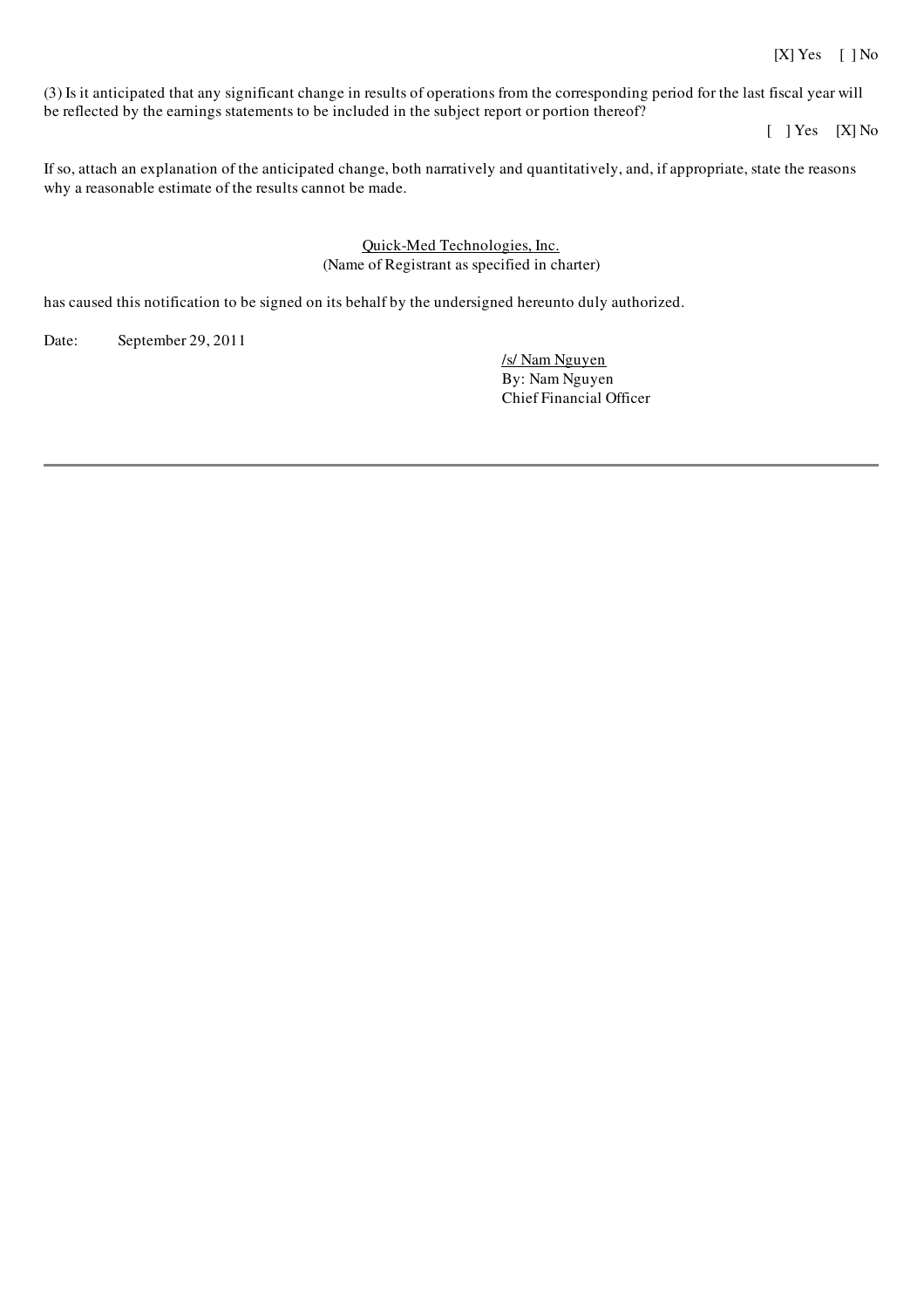[X] Yes [ ] No

(3) Is it anticipated that any significant change in results of operations from the corresponding period for the last fiscal year will be reflected by the earnings statements to be included in the subject report or portion thereof?

[ ] Yes [X] No

If so, attach an explanation of the anticipated change, both narratively and quantitatively, and, if appropriate, state the reasons why a reasonable estimate of the results cannot be made.

Quick-Med Technologies, Inc.
(Name of Registrant as specified in charter)

has caused this notification to be signed on its behalf by the undersigned hereunto duly authorized.

Date: September 29, 2011

/s/ Nam Nguyen
By: Nam Nguyen
Chief Financial Officer